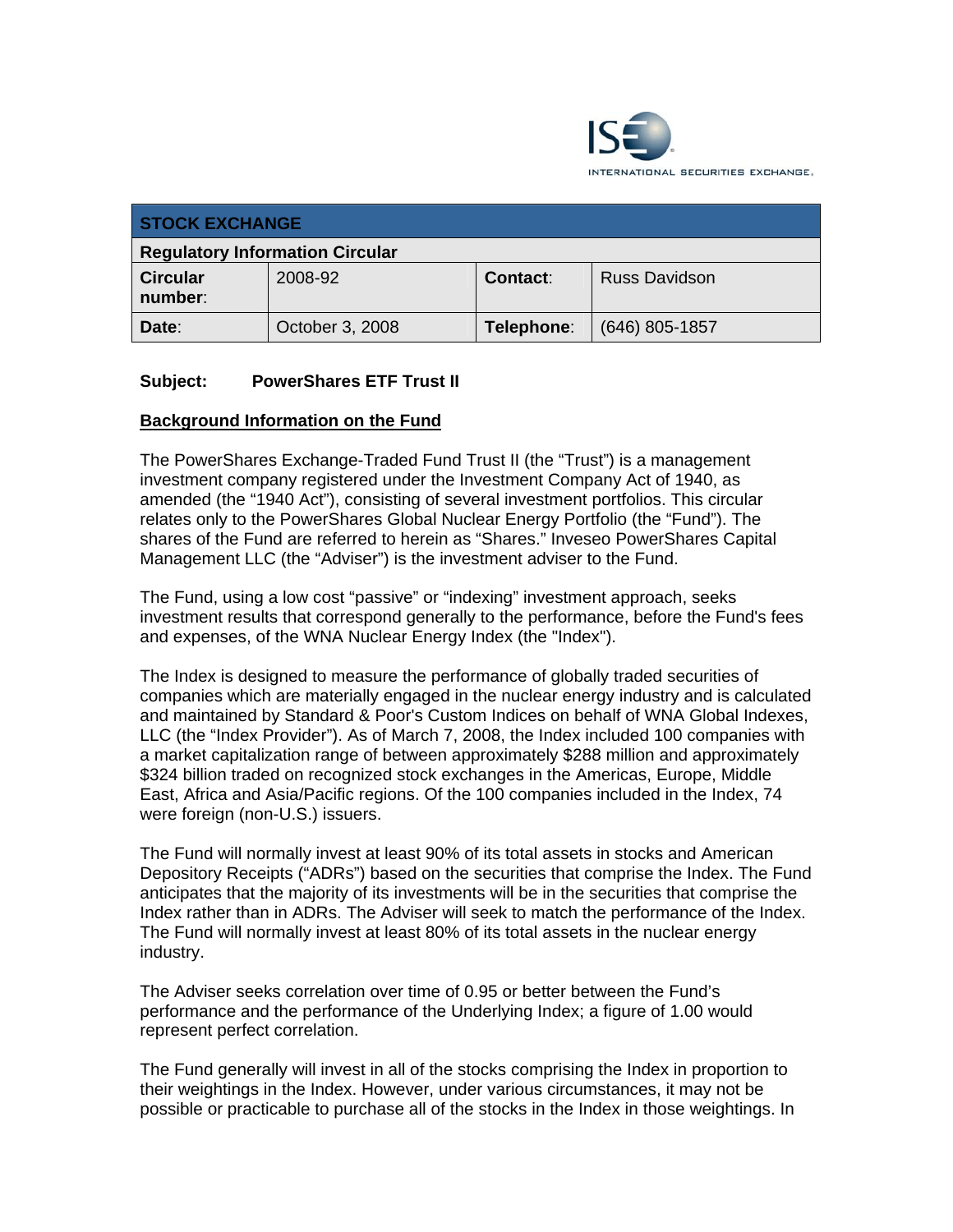ISE INTERNATIONAL SECURITIES EXCHANGE

| STOCK EXCHANGE | | | |
|---|---|---|---|
| **Regulatory Information Circular** | | | |
| **Circular number**: | 2008-92 | **Contact**: | Russ Davidson |
| **Date**: | October 3, 2008 | **Telephone**: | (646) 805-1857 |

**Subject: PowerShares ETF Trust II**

## Background Information on the Fund

The PowerShares Exchange-Traded Fund Trust II (the "Trust") is a management investment company registered under the Investment Company Act of 1940, as amended (the "1940 Act"), consisting of several investment portfolios. This circular relates only to the PowerShares Global Nuclear Energy Portfolio (the "Fund"). The shares of the Fund are referred to herein as "Shares." Inveseo PowerShares Capital Management LLC (the "Adviser") is the investment adviser to the Fund.

The Fund, using a low cost "passive" or "indexing" investment approach, seeks investment results that correspond generally to the performance, before the Fund's fees and expenses, of the WNA Nuclear Energy Index (the "Index").

The Index is designed to measure the performance of globally traded securities of companies which are materially engaged in the nuclear energy industry and is calculated and maintained by Standard & Poor's Custom Indices on behalf of WNA Global Indexes, LLC (the "Index Provider"). As of March 7, 2008, the Index included 100 companies with a market capitalization range of between approximately $288 million and approximately $324 billion traded on recognized stock exchanges in the Americas, Europe, Middle East, Africa and Asia/Pacific regions. Of the 100 companies included in the Index, 74 were foreign (non-U.S.) issuers.

The Fund will normally invest at least 90% of its total assets in stocks and American Depository Receipts ("ADRs") based on the securities that comprise the Index. The Fund anticipates that the majority of its investments will be in the securities that comprise the Index rather than in ADRs. The Adviser will seek to match the performance of the Index. The Fund will normally invest at least 80% of its total assets in the nuclear energy industry.

The Adviser seeks correlation over time of 0.95 or better between the Fund's performance and the performance of the Underlying Index; a figure of 1.00 would represent perfect correlation.

The Fund generally will invest in all of the stocks comprising the Index in proportion to their weightings in the Index. However, under various circumstances, it may not be possible or practicable to purchase all of the stocks in the Index in those weightings. In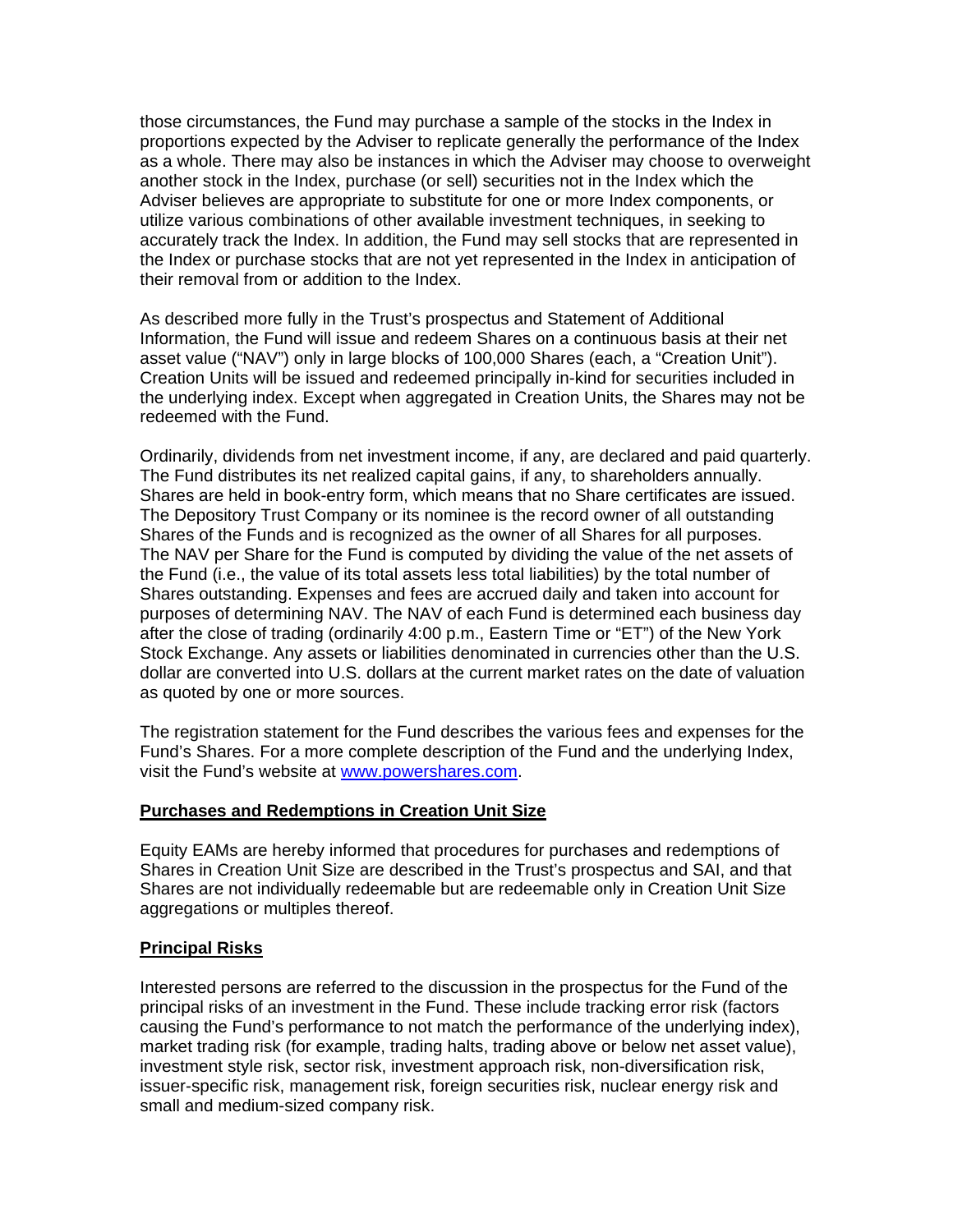those circumstances, the Fund may purchase a sample of the stocks in the Index in proportions expected by the Adviser to replicate generally the performance of the Index as a whole. There may also be instances in which the Adviser may choose to overweight another stock in the Index, purchase (or sell) securities not in the Index which the Adviser believes are appropriate to substitute for one or more Index components, or utilize various combinations of other available investment techniques, in seeking to accurately track the Index. In addition, the Fund may sell stocks that are represented in the Index or purchase stocks that are not yet represented in the Index in anticipation of their removal from or addition to the Index.

As described more fully in the Trust's prospectus and Statement of Additional Information, the Fund will issue and redeem Shares on a continuous basis at their net asset value ("NAV") only in large blocks of 100,000 Shares (each, a "Creation Unit"). Creation Units will be issued and redeemed principally in-kind for securities included in the underlying index. Except when aggregated in Creation Units, the Shares may not be redeemed with the Fund.

Ordinarily, dividends from net investment income, if any, are declared and paid quarterly. The Fund distributes its net realized capital gains, if any, to shareholders annually. Shares are held in book-entry form, which means that no Share certificates are issued. The Depository Trust Company or its nominee is the record owner of all outstanding Shares of the Funds and is recognized as the owner of all Shares for all purposes. The NAV per Share for the Fund is computed by dividing the value of the net assets of the Fund (i.e., the value of its total assets less total liabilities) by the total number of Shares outstanding. Expenses and fees are accrued daily and taken into account for purposes of determining NAV. The NAV of each Fund is determined each business day after the close of trading (ordinarily 4:00 p.m., Eastern Time or "ET") of the New York Stock Exchange. Any assets or liabilities denominated in currencies other than the U.S. dollar are converted into U.S. dollars at the current market rates on the date of valuation as quoted by one or more sources.

The registration statement for the Fund describes the various fees and expenses for the Fund's Shares. For a more complete description of the Fund and the underlying Index, visit the Fund's website at [www.powershares.com](http://www.powershares.com).

**Purchases and Redemptions in Creation Unit Size**

Equity EAMs are hereby informed that procedures for purchases and redemptions of Shares in Creation Unit Size are described in the Trust's prospectus and SAI, and that Shares are not individually redeemable but are redeemable only in Creation Unit Size aggregations or multiples thereof.

**Principal Risks**

Interested persons are referred to the discussion in the prospectus for the Fund of the principal risks of an investment in the Fund. These include tracking error risk (factors causing the Fund's performance to not match the performance of the underlying index), market trading risk (for example, trading halts, trading above or below net asset value), investment style risk, sector risk, investment approach risk, non-diversification risk, issuer-specific risk, management risk, foreign securities risk, nuclear energy risk and small and medium-sized company risk.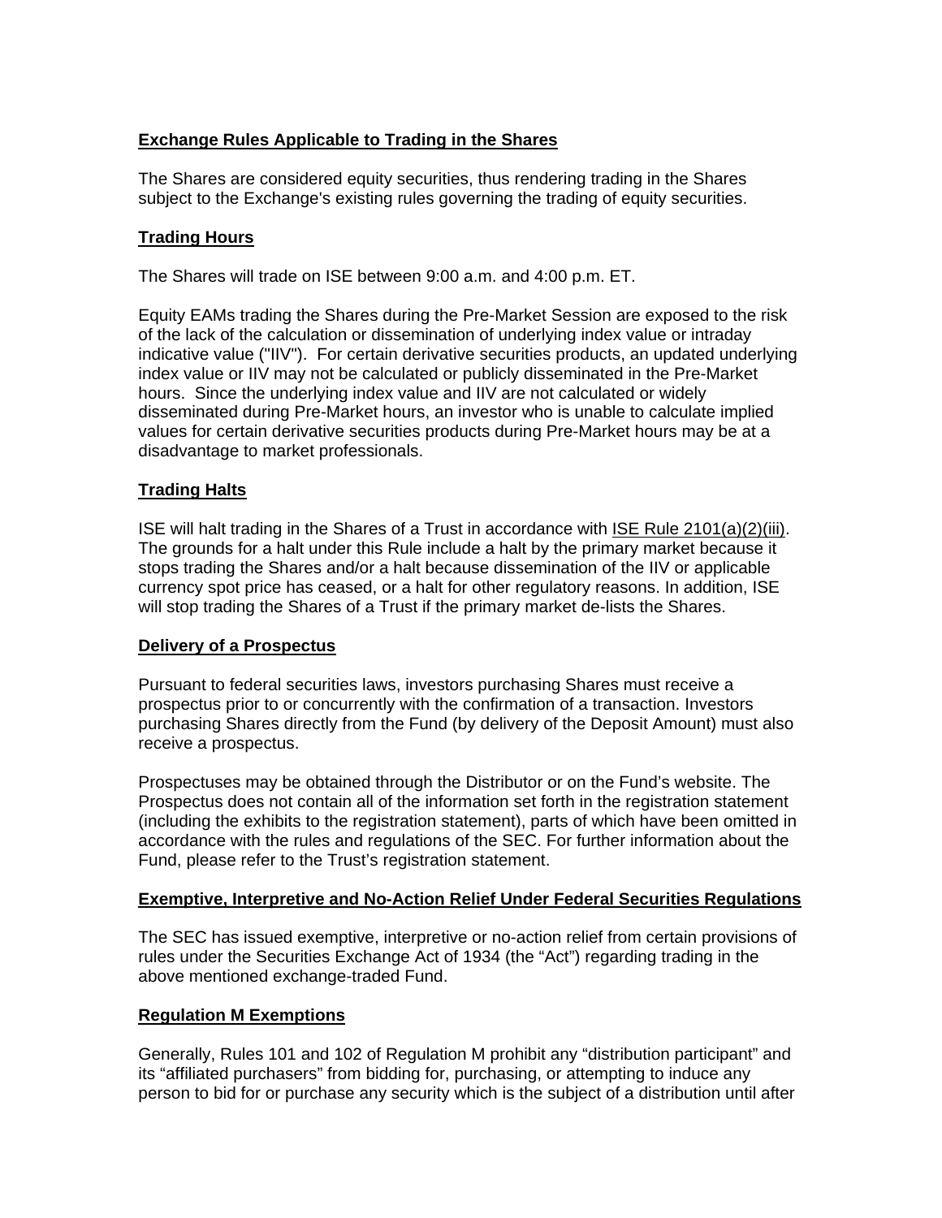## Exchange Rules Applicable to Trading in the Shares

The Shares are considered equity securities, thus rendering trading in the Shares subject to the Exchange's existing rules governing the trading of equity securities.

## Trading Hours

The Shares will trade on ISE between 9:00 a.m. and 4:00 p.m. ET.

Equity EAMs trading the Shares during the Pre-Market Session are exposed to the risk of the lack of the calculation or dissemination of underlying index value or intraday indicative value ("IIV"). For certain derivative securities products, an updated underlying index value or IIV may not be calculated or publicly disseminated in the Pre-Market hours. Since the underlying index value and IIV are not calculated or widely disseminated during Pre-Market hours, an investor who is unable to calculate implied values for certain derivative securities products during Pre-Market hours may be at a disadvantage to market professionals.

## Trading Halts

ISE will halt trading in the Shares of a Trust in accordance with ISE Rule 2101(a)(2)(iii). The grounds for a halt under this Rule include a halt by the primary market because it stops trading the Shares and/or a halt because dissemination of the IIV or applicable currency spot price has ceased, or a halt for other regulatory reasons. In addition, ISE will stop trading the Shares of a Trust if the primary market de-lists the Shares.

## Delivery of a Prospectus

Pursuant to federal securities laws, investors purchasing Shares must receive a prospectus prior to or concurrently with the confirmation of a transaction. Investors purchasing Shares directly from the Fund (by delivery of the Deposit Amount) must also receive a prospectus.

Prospectuses may be obtained through the Distributor or on the Fund's website. The Prospectus does not contain all of the information set forth in the registration statement (including the exhibits to the registration statement), parts of which have been omitted in accordance with the rules and regulations of the SEC. For further information about the Fund, please refer to the Trust's registration statement.

## Exemptive, Interpretive and No-Action Relief Under Federal Securities Regulations

The SEC has issued exemptive, interpretive or no-action relief from certain provisions of rules under the Securities Exchange Act of 1934 (the "Act") regarding trading in the above mentioned exchange-traded Fund.

## Regulation M Exemptions

Generally, Rules 101 and 102 of Regulation M prohibit any "distribution participant" and its "affiliated purchasers" from bidding for, purchasing, or attempting to induce any person to bid for or purchase any security which is the subject of a distribution until after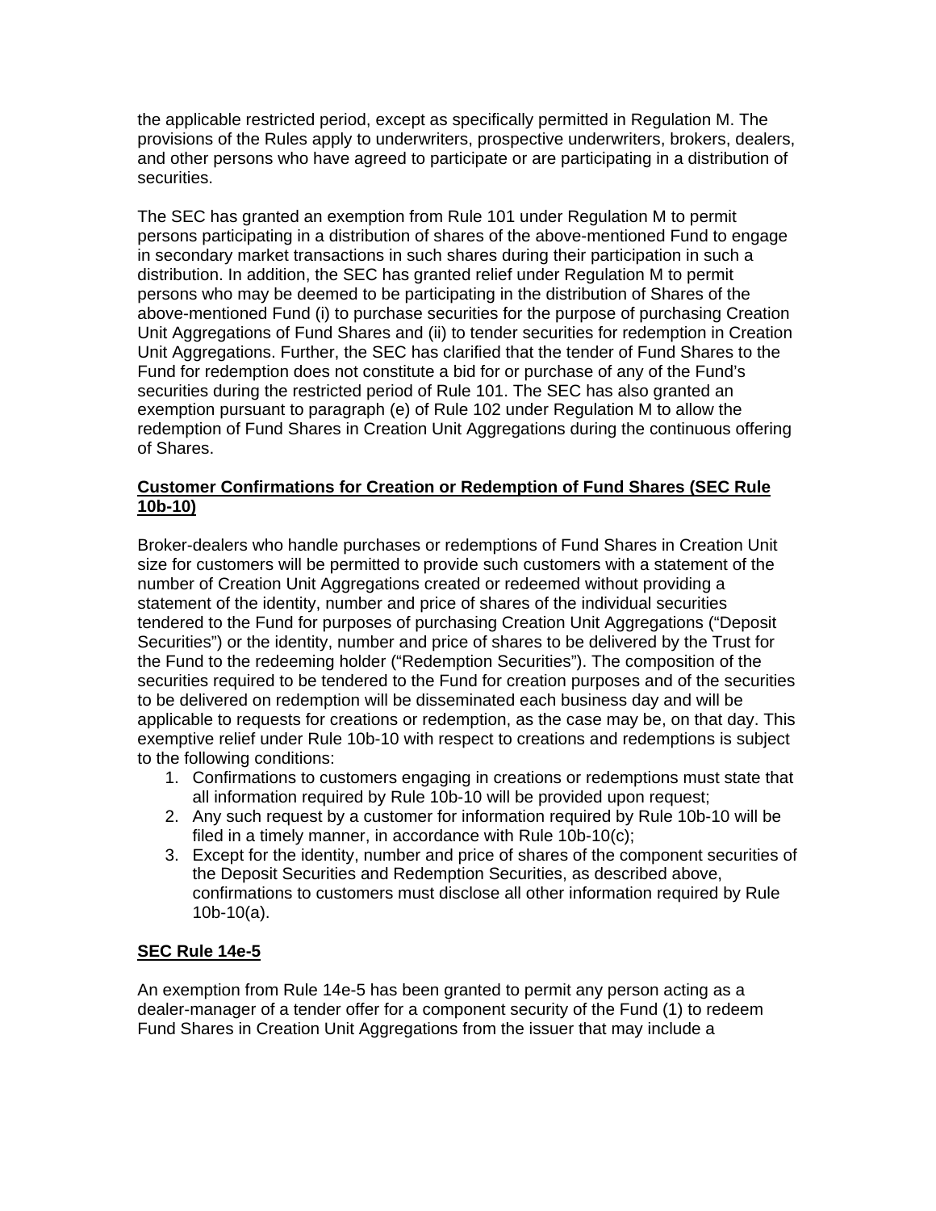the applicable restricted period, except as specifically permitted in Regulation M. The provisions of the Rules apply to underwriters, prospective underwriters, brokers, dealers, and other persons who have agreed to participate or are participating in a distribution of securities.

The SEC has granted an exemption from Rule 101 under Regulation M to permit persons participating in a distribution of shares of the above-mentioned Fund to engage in secondary market transactions in such shares during their participation in such a distribution. In addition, the SEC has granted relief under Regulation M to permit persons who may be deemed to be participating in the distribution of Shares of the above-mentioned Fund (i) to purchase securities for the purpose of purchasing Creation Unit Aggregations of Fund Shares and (ii) to tender securities for redemption in Creation Unit Aggregations. Further, the SEC has clarified that the tender of Fund Shares to the Fund for redemption does not constitute a bid for or purchase of any of the Fund's securities during the restricted period of Rule 101. The SEC has also granted an exemption pursuant to paragraph (e) of Rule 102 under Regulation M to allow the redemption of Fund Shares in Creation Unit Aggregations during the continuous offering of Shares.

**Customer Confirmations for Creation or Redemption of Fund Shares (SEC Rule 10b-10)**

Broker-dealers who handle purchases or redemptions of Fund Shares in Creation Unit size for customers will be permitted to provide such customers with a statement of the number of Creation Unit Aggregations created or redeemed without providing a statement of the identity, number and price of shares of the individual securities tendered to the Fund for purposes of purchasing Creation Unit Aggregations ("Deposit Securities") or the identity, number and price of shares to be delivered by the Trust for the Fund to the redeeming holder ("Redemption Securities"). The composition of the securities required to be tendered to the Fund for creation purposes and of the securities to be delivered on redemption will be disseminated each business day and will be applicable to requests for creations or redemption, as the case may be, on that day. This exemptive relief under Rule 10b-10 with respect to creations and redemptions is subject to the following conditions:

1. Confirmations to customers engaging in creations or redemptions must state that all information required by Rule 10b-10 will be provided upon request;
2. Any such request by a customer for information required by Rule 10b-10 will be filed in a timely manner, in accordance with Rule 10b-10(c);
3. Except for the identity, number and price of shares of the component securities of the Deposit Securities and Redemption Securities, as described above, confirmations to customers must disclose all other information required by Rule 10b-10(a).

**SEC Rule 14e-5**

An exemption from Rule 14e-5 has been granted to permit any person acting as a dealer-manager of a tender offer for a component security of the Fund (1) to redeem Fund Shares in Creation Unit Aggregations from the issuer that may include a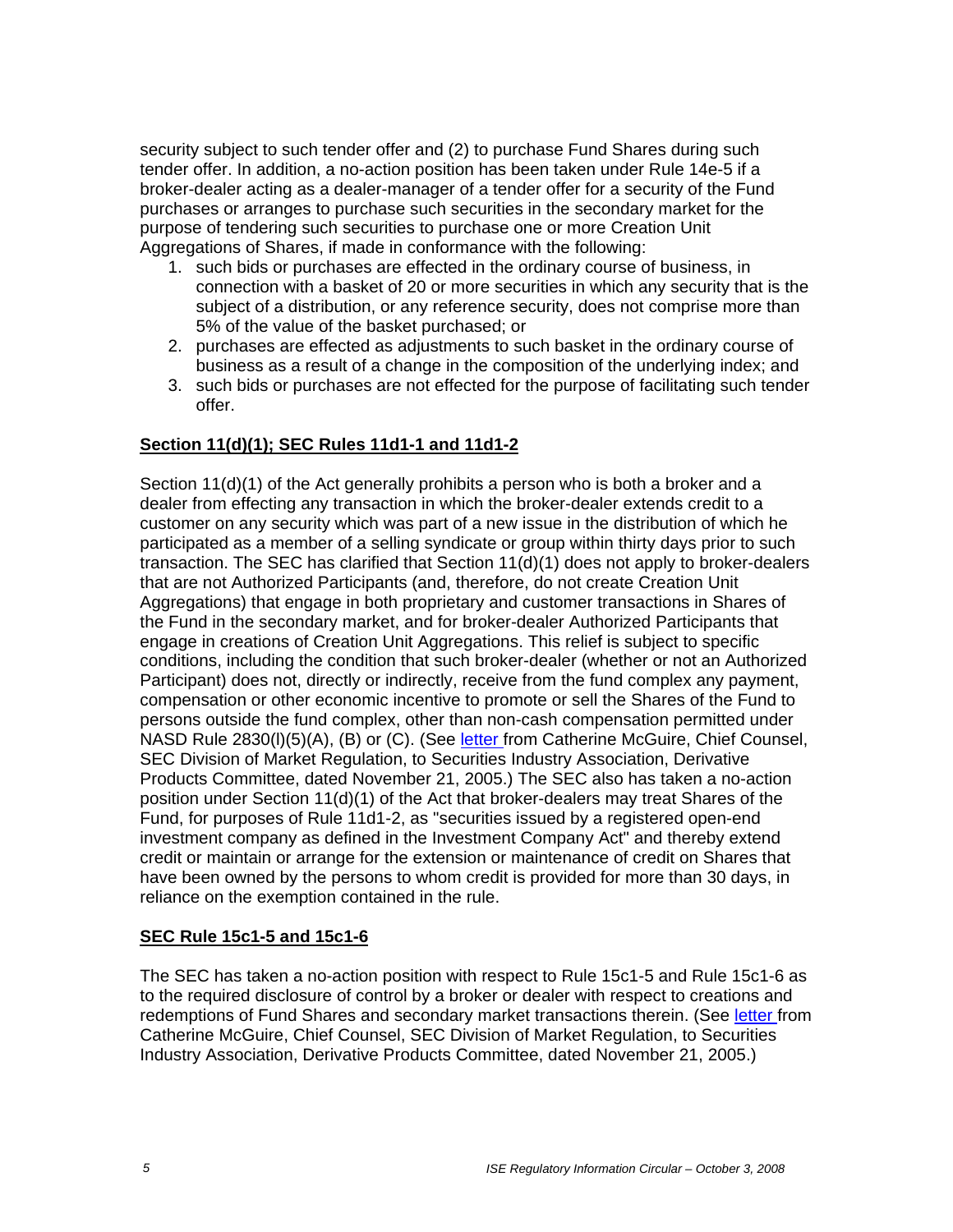security subject to such tender offer and (2) to purchase Fund Shares during such tender offer. In addition, a no-action position has been taken under Rule 14e-5 if a broker-dealer acting as a dealer-manager of a tender offer for a security of the Fund purchases or arranges to purchase such securities in the secondary market for the purpose of tendering such securities to purchase one or more Creation Unit Aggregations of Shares, if made in conformance with the following:

1. such bids or purchases are effected in the ordinary course of business, in connection with a basket of 20 or more securities in which any security that is the subject of a distribution, or any reference security, does not comprise more than 5% of the value of the basket purchased; or
2. purchases are effected as adjustments to such basket in the ordinary course of business as a result of a change in the composition of the underlying index; and
3. such bids or purchases are not effected for the purpose of facilitating such tender offer.

**Section 11(d)(1); SEC Rules 11d1-1 and 11d1-2**

Section 11(d)(1) of the Act generally prohibits a person who is both a broker and a dealer from effecting any transaction in which the broker-dealer extends credit to a customer on any security which was part of a new issue in the distribution of which he participated as a member of a selling syndicate or group within thirty days prior to such transaction. The SEC has clarified that Section 11(d)(1) does not apply to broker-dealers that are not Authorized Participants (and, therefore, do not create Creation Unit Aggregations) that engage in both proprietary and customer transactions in Shares of the Fund in the secondary market, and for broker-dealer Authorized Participants that engage in creations of Creation Unit Aggregations. This relief is subject to specific conditions, including the condition that such broker-dealer (whether or not an Authorized Participant) does not, directly or indirectly, receive from the fund complex any payment, compensation or other economic incentive to promote or sell the Shares of the Fund to persons outside the fund complex, other than non-cash compensation permitted under NASD Rule 2830(l)(5)(A), (B) or (C). (See letter from Catherine McGuire, Chief Counsel, SEC Division of Market Regulation, to Securities Industry Association, Derivative Products Committee, dated November 21, 2005.) The SEC also has taken a no-action position under Section 11(d)(1) of the Act that broker-dealers may treat Shares of the Fund, for purposes of Rule 11d1-2, as "securities issued by a registered open-end investment company as defined in the Investment Company Act" and thereby extend credit or maintain or arrange for the extension or maintenance of credit on Shares that have been owned by the persons to whom credit is provided for more than 30 days, in reliance on the exemption contained in the rule.

**SEC Rule 15c1-5 and 15c1-6**

The SEC has taken a no-action position with respect to Rule 15c1-5 and Rule 15c1-6 as to the required disclosure of control by a broker or dealer with respect to creations and redemptions of Fund Shares and secondary market transactions therein. (See letter from Catherine McGuire, Chief Counsel, SEC Division of Market Regulation, to Securities Industry Association, Derivative Products Committee, dated November 21, 2005.)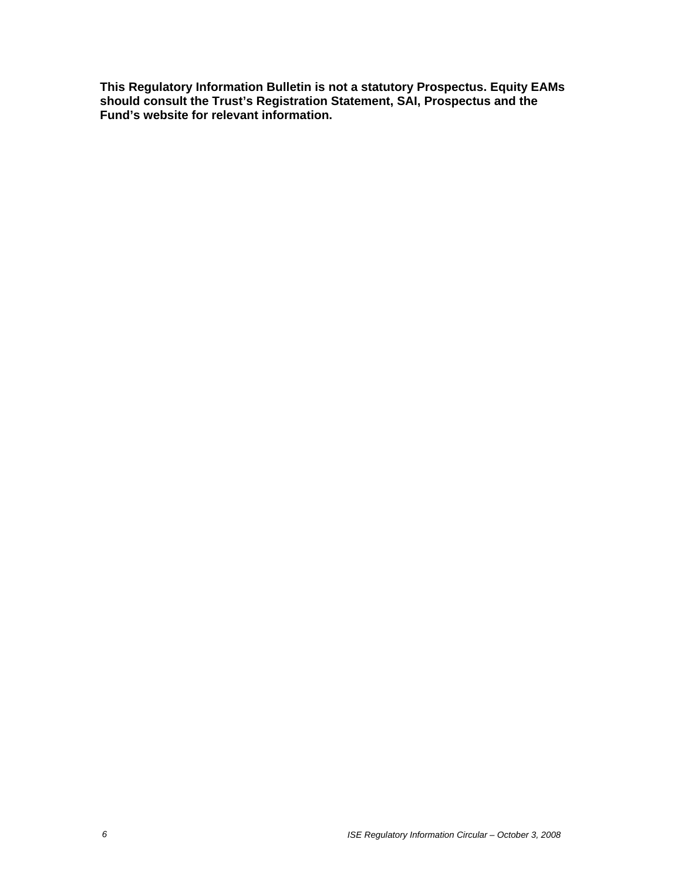**This Regulatory Information Bulletin is not a statutory Prospectus. Equity EAMs should consult the Trust's Registration Statement, SAI, Prospectus and the Fund's website for relevant information.**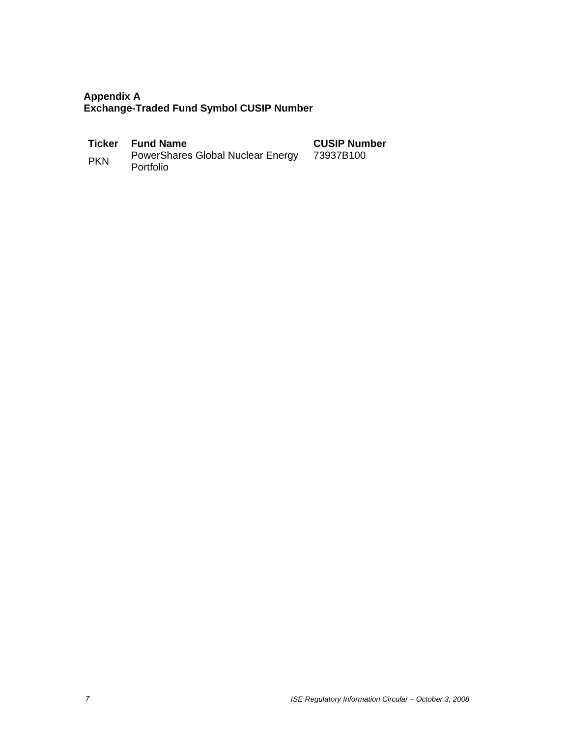**Appendix A**
**Exchange-Traded Fund Symbol CUSIP Number**

| Ticker | Fund Name | CUSIP Number |
|---|---|---|
| PKN | PowerShares Global Nuclear Energy Portfolio | 73937B100 |